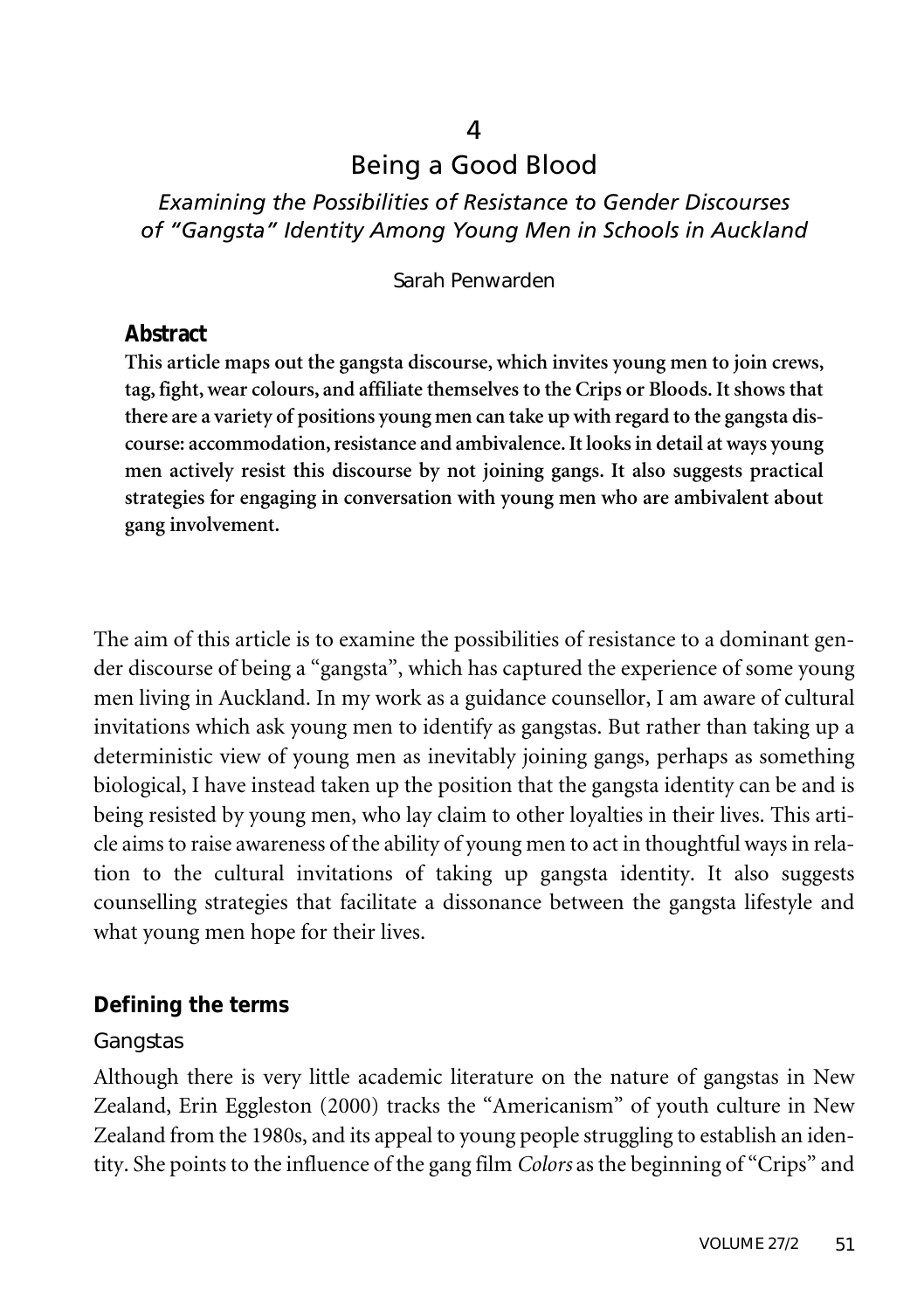4

# Being a Good Blood

## *Examining the Possibilities of Resistance to Gender Discourses of "Gangsta" Identity Among Young Men in Schools in Auckland*

Sarah Penwarden

### Abstract

**This article maps out the gangsta discourse, which invites young men to join crews, tag, fight, wear colours, and affiliate themselves to the Crips or Bloods. It shows that there are a variety of positions young men can take up with regard to the gangsta discourse: accommodation, resistance and ambivalence. It looks in detail at ways young men actively resist this discourse by not joining gangs. It also suggests practical strategies for engaging in conversation with young men who are ambivalent about gang involvement.**

The aim of this article is to examine the possibilities of resistance to a dominant gender discourse of being a "gangsta", which has captured the experience of some young men living in Auckland. In my work as a guidance counsellor, I am aware of cultural invitations which ask young men to identify as gangstas. But rather than taking up a deterministic view of young men as inevitably joining gangs, perhaps as something biological, I have instead taken up the position that the gangsta identity can be and is being resisted by young men, who lay claim to other loyalties in their lives. This article aims to raise awareness of the ability of young men to act in thoughtful ways in relation to the cultural invitations of taking up gangsta identity. It also suggests counselling strategies that facilitate a dissonance between the gangsta lifestyle and what young men hope for their lives.

### Defining the terms

#### Gangstas

Although there is very little academic literature on the nature of gangstas in New Zealand, Erin Eggleston (2000) tracks the "Americanism" of youth culture in New Zealand from the 1980s, and its appeal to young people struggling to establish an identity. She points to the influence of the gang film *Colors* as the beginning of "Crips" and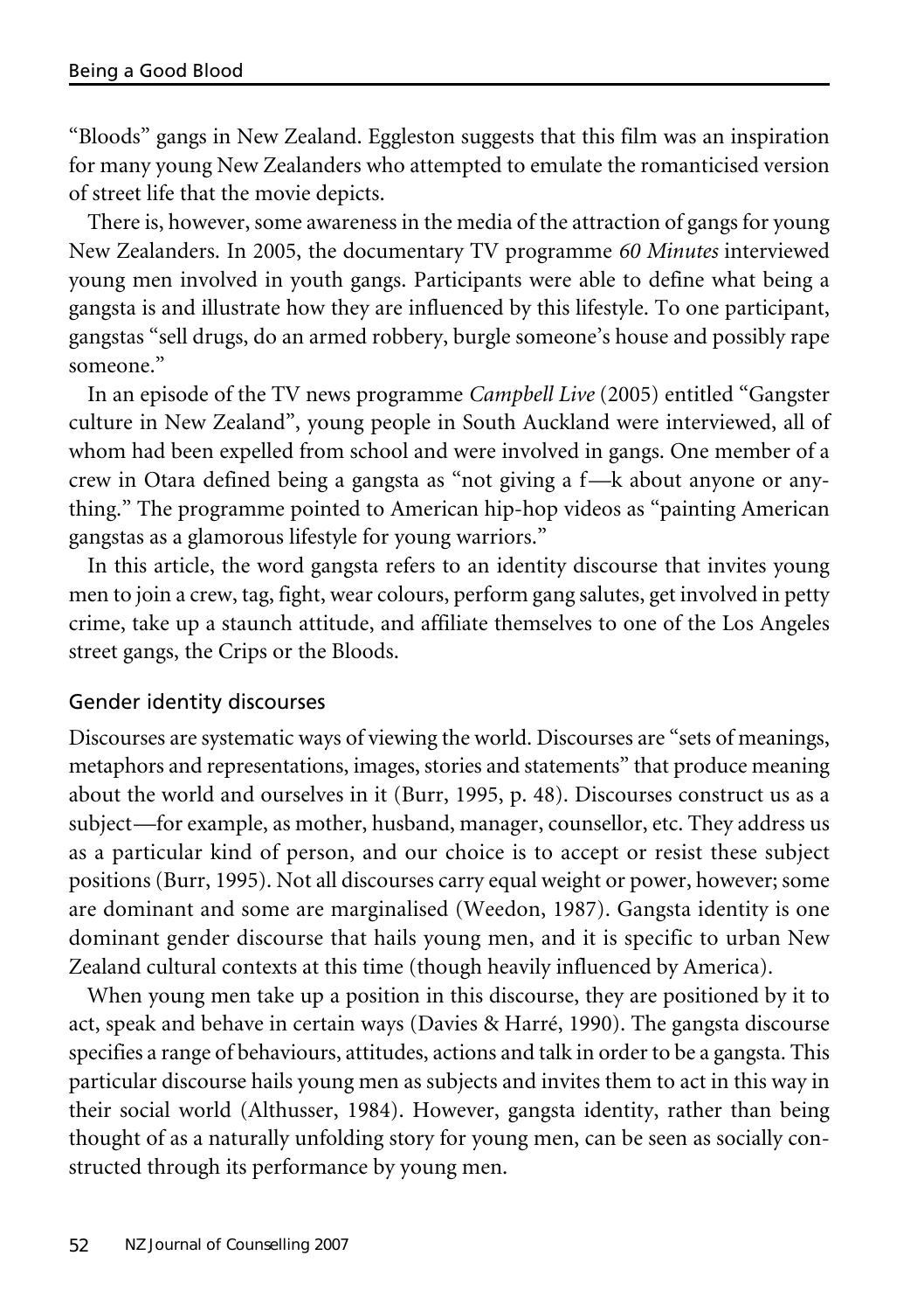"Bloods" gangs in New Zealand. Eggleston suggests that this film was an inspiration for many young New Zealanders who attempted to emulate the romanticised version of street life that the movie depicts.

There is, however, some awareness in the media of the attraction of gangs for young New Zealanders. In 2005, the documentary TV programme *60 Minutes* interviewed young men involved in youth gangs. Participants were able to define what being a gangsta is and illustrate how they are influenced by this lifestyle. To one participant, gangstas "sell drugs, do an armed robbery, burgle someone's house and possibly rape someone."

In an episode of the TV news programme *Campbell Live* (2005) entitled "Gangster culture in New Zealand", young people in South Auckland were interviewed, all of whom had been expelled from school and were involved in gangs. One member of a crew in Otara defined being a gangsta as "not giving a f—k about anyone or anything." The programme pointed to American hip-hop videos as "painting American gangstas as a glamorous lifestyle for young warriors."

In this article, the word gangsta refers to an identity discourse that invites young men to join a crew, tag, fight, wear colours, perform gang salutes, get involved in petty crime, take up a staunch attitude, and affiliate themselves to one of the Los Angeles street gangs, the Crips or the Bloods.

## Gender identity discourses

Discourses are systematic ways of viewing the world. Discourses are "sets of meanings, metaphors and representations, images, stories and statements" that produce meaning about the world and ourselves in it (Burr, 1995, p. 48). Discourses construct us as a subject—for example, as mother, husband, manager, counsellor, etc. They address us as a particular kind of person, and our choice is to accept or resist these subject positions (Burr, 1995). Not all discourses carry equal weight or power, however; some are dominant and some are marginalised (Weedon, 1987). Gangsta identity is one dominant gender discourse that hails young men, and it is specific to urban New Zealand cultural contexts at this time (though heavily influenced by America).

When young men take up a position in this discourse, they are positioned by it to act, speak and behave in certain ways (Davies & Harré, 1990). The gangsta discourse specifies a range of behaviours, attitudes, actions and talk in order to be a gangsta. This particular discourse hails young men as subjects and invites them to act in this way in their social world (Althusser, 1984). However, gangsta identity, rather than being thought of as a naturally unfolding story for young men, can be seen as socially constructed through its performance by young men.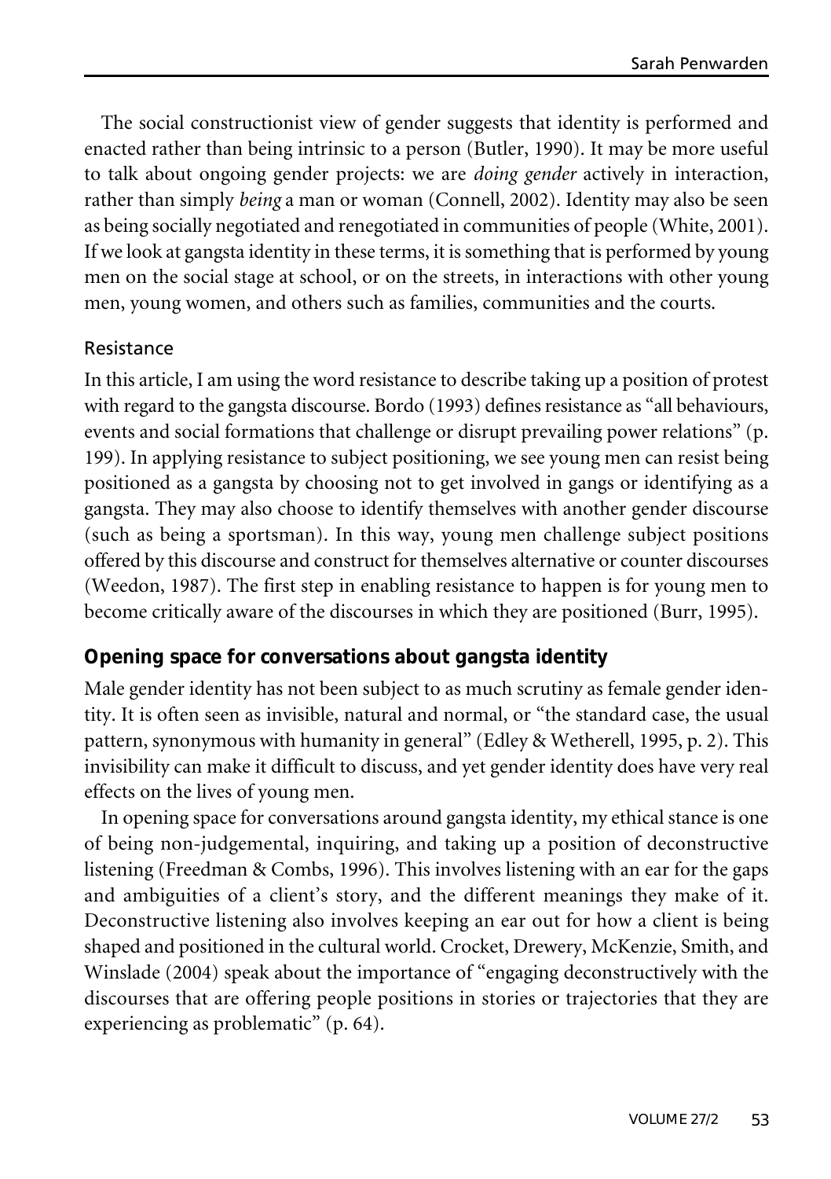The social constructionist view of gender suggests that identity is performed and enacted rather than being intrinsic to a person (Butler, 1990). It may be more useful to talk about ongoing gender projects: we are *doing gender* actively in interaction, rather than simply *being* a man or woman (Connell, 2002). Identity may also be seen as being socially negotiated and renegotiated in communities of people (White, 2001). If we look at gangsta identity in these terms, it is something that is performed by young men on the social stage at school, or on the streets, in interactions with other young men, young women, and others such as families, communities and the courts.

### Resistance

In this article, I am using the word resistance to describe taking up a position of protest with regard to the gangsta discourse. Bordo (1993) defines resistance as "all behaviours, events and social formations that challenge or disrupt prevailing power relations" (p. 199). In applying resistance to subject positioning, we see young men can resist being positioned as a gangsta by choosing not to get involved in gangs or identifying as a gangsta. They may also choose to identify themselves with another gender discourse (such as being a sportsman). In this way, young men challenge subject positions offered by this discourse and construct for themselves alternative or counter discourses (Weedon, 1987). The first step in enabling resistance to happen is for young men to become critically aware of the discourses in which they are positioned (Burr, 1995).

## Opening space for conversations about gangsta identity

Male gender identity has not been subject to as much scrutiny as female gender identity. It is often seen as invisible, natural and normal, or "the standard case, the usual pattern, synonymous with humanity in general" (Edley & Wetherell, 1995, p. 2). This invisibility can make it difficult to discuss, and yet gender identity does have very real effects on the lives of young men.

In opening space for conversations around gangsta identity, my ethical stance is one of being non-judgemental, inquiring, and taking up a position of deconstructive listening (Freedman & Combs, 1996). This involves listening with an ear for the gaps and ambiguities of a client's story, and the different meanings they make of it. Deconstructive listening also involves keeping an ear out for how a client is being shaped and positioned in the cultural world. Crocket, Drewery, McKenzie, Smith, and Winslade (2004) speak about the importance of "engaging deconstructively with the discourses that are offering people positions in stories or trajectories that they are experiencing as problematic" (p. 64).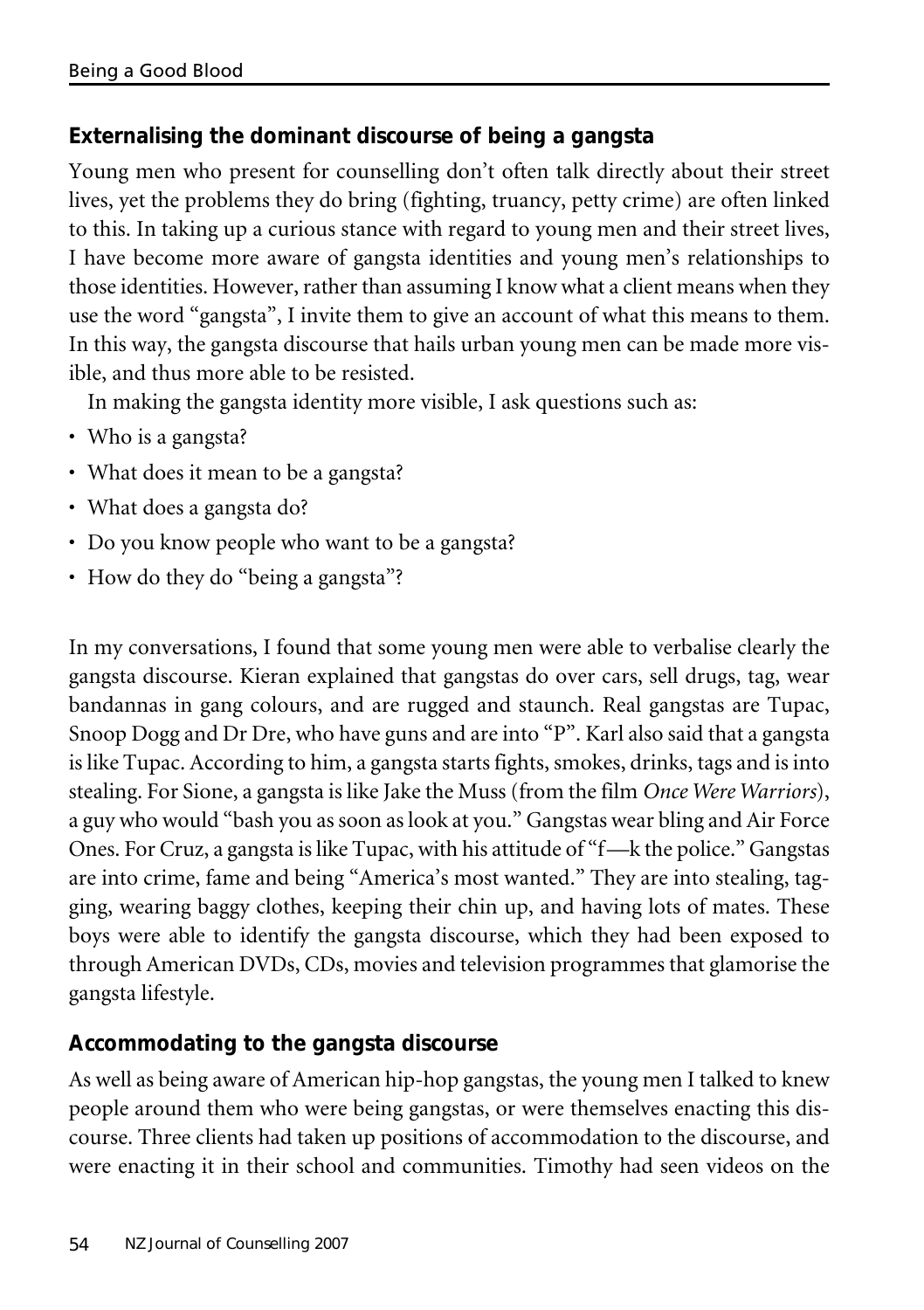## Externalising the dominant discourse of being a gangsta

Young men who present for counselling don't often talk directly about their street lives, yet the problems they do bring (fighting, truancy, petty crime) are often linked to this. In taking up a curious stance with regard to young men and their street lives, I have become more aware of gangsta identities and young men's relationships to those identities. However, rather than assuming I know what a client means when they use the word "gangsta", I invite them to give an account of what this means to them. In this way, the gangsta discourse that hails urban young men can be made more visible, and thus more able to be resisted.

In making the gangsta identity more visible, I ask questions such as:

- Who is a gangsta?
- What does it mean to be a gangsta?
- What does a gangsta do?
- Do you know people who want to be a gangsta?
- How do they do "being a gangsta"?

In my conversations, I found that some young men were able to verbalise clearly the gangsta discourse. Kieran explained that gangstas do over cars, sell drugs, tag, wear bandannas in gang colours, and are rugged and staunch. Real gangstas are Tupac, Snoop Dogg and Dr Dre, who have guns and are into "P". Karl also said that a gangsta is like Tupac. According to him, a gangsta starts fights, smokes, drinks, tags and is into stealing. For Sione, a gangsta is like Jake the Muss (from the film *Once Were Warriors*), a guy who would "bash you as soon as look at you." Gangstas wear bling and Air Force Ones. For Cruz, a gangsta is like Tupac, with his attitude of "f—k the police." Gangstas are into crime, fame and being "America's most wanted." They are into stealing, tagging, wearing baggy clothes, keeping their chin up, and having lots of mates. These boys were able to identify the gangsta discourse, which they had been exposed to through American DVDs, CDs, movies and television programmes that glamorise the gangsta lifestyle.

## Accommodating to the gangsta discourse

As well as being aware of American hip-hop gangstas, the young men I talked to knew people around them who were being gangstas, or were themselves enacting this discourse. Three clients had taken up positions of accommodation to the discourse, and were enacting it in their school and communities. Timothy had seen videos on the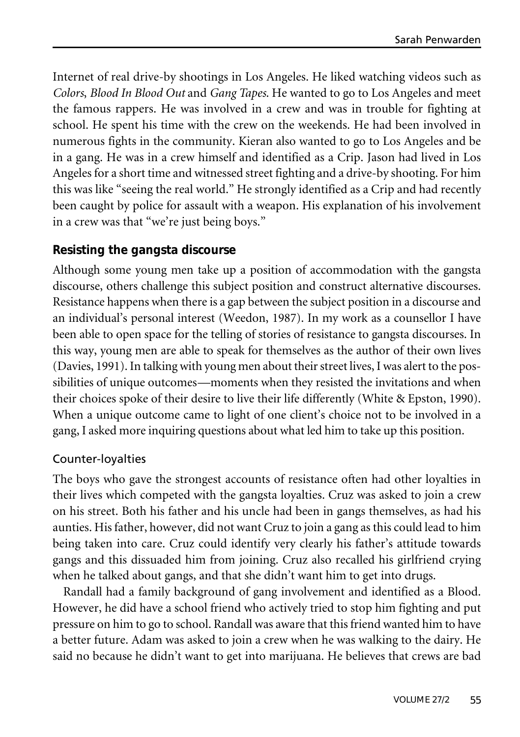Internet of real drive-by shootings in Los Angeles. He liked watching videos such as *Colors*, *Blood In Blood Out* and *Gang Tapes*. He wanted to go to Los Angeles and meet the famous rappers. He was involved in a crew and was in trouble for fighting at school. He spent his time with the crew on the weekends. He had been involved in numerous fights in the community. Kieran also wanted to go to Los Angeles and be in a gang. He was in a crew himself and identified as a Crip. Jason had lived in Los Angeles for a short time and witnessed street fighting and a drive-by shooting. For him this was like "seeing the real world." He strongly identified as a Crip and had recently been caught by police for assault with a weapon. His explanation of his involvement in a crew was that "we're just being boys."

## Resisting the gangsta discourse

Although some young men take up a position of accommodation with the gangsta discourse, others challenge this subject position and construct alternative discourses. Resistance happens when there is a gap between the subject position in a discourse and an individual's personal interest (Weedon, 1987). In my work as a counsellor I have been able to open space for the telling of stories of resistance to gangsta discourses. In this way, young men are able to speak for themselves as the author of their own lives (Davies, 1991). In talking with young men about their street lives, I was alert to the possibilities of unique outcomes—moments when they resisted the invitations and when their choices spoke of their desire to live their life differently (White & Epston, 1990). When a unique outcome came to light of one client's choice not to be involved in a gang, I asked more inquiring questions about what led him to take up this position.

### Counter-loyalties

The boys who gave the strongest accounts of resistance often had other loyalties in their lives which competed with the gangsta loyalties. Cruz was asked to join a crew on his street. Both his father and his uncle had been in gangs themselves, as had his aunties. His father, however, did not want Cruz to join a gang as this could lead to him being taken into care. Cruz could identify very clearly his father's attitude towards gangs and this dissuaded him from joining. Cruz also recalled his girlfriend crying when he talked about gangs, and that she didn't want him to get into drugs.

Randall had a family background of gang involvement and identified as a Blood. However, he did have a school friend who actively tried to stop him fighting and put pressure on him to go to school. Randall was aware that this friend wanted him to have a better future. Adam was asked to join a crew when he was walking to the dairy. He said no because he didn't want to get into marijuana. He believes that crews are bad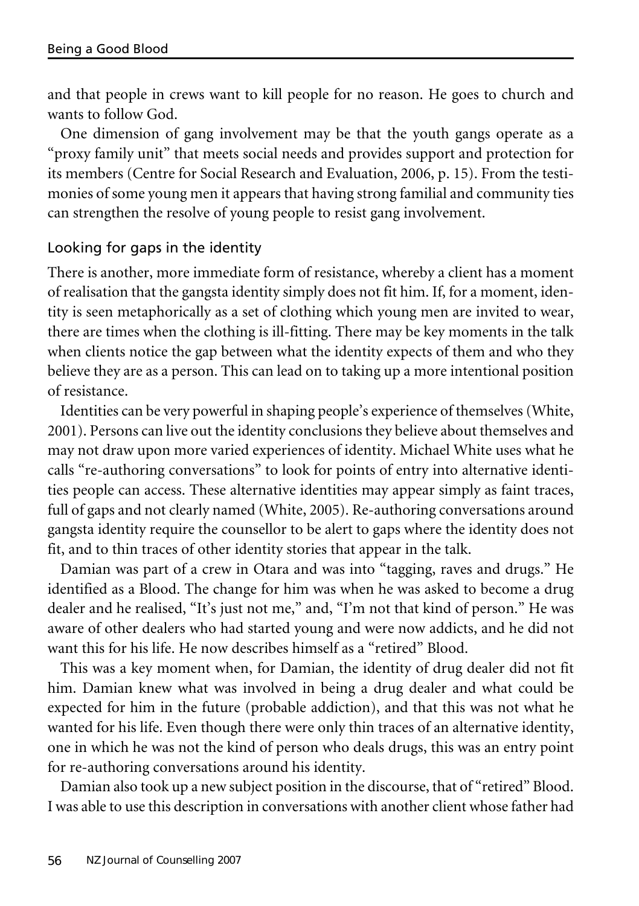and that people in crews want to kill people for no reason. He goes to church and wants to follow God.

One dimension of gang involvement may be that the youth gangs operate as a "proxy family unit" that meets social needs and provides support and protection for its members (Centre for Social Research and Evaluation, 2006, p. 15). From the testimonies of some young men it appears that having strong familial and community ties can strengthen the resolve of young people to resist gang involvement.

### Looking for gaps in the identity

There is another, more immediate form of resistance, whereby a client has a moment of realisation that the gangsta identity simply does not fit him. If, for a moment, identity is seen metaphorically as a set of clothing which young men are invited to wear, there are times when the clothing is ill-fitting. There may be key moments in the talk when clients notice the gap between what the identity expects of them and who they believe they are as a person. This can lead on to taking up a more intentional position of resistance.

Identities can be very powerful in shaping people's experience of themselves (White, 2001). Persons can live out the identity conclusions they believe about themselves and may not draw upon more varied experiences of identity. Michael White uses what he calls "re-authoring conversations" to look for points of entry into alternative identities people can access. These alternative identities may appear simply as faint traces, full of gaps and not clearly named (White, 2005). Re-authoring conversations around gangsta identity require the counsellor to be alert to gaps where the identity does not fit, and to thin traces of other identity stories that appear in the talk.

Damian was part of a crew in Otara and was into "tagging, raves and drugs." He identified as a Blood. The change for him was when he was asked to become a drug dealer and he realised, "It's just not me," and, "I'm not that kind of person." He was aware of other dealers who had started young and were now addicts, and he did not want this for his life. He now describes himself as a "retired" Blood.

This was a key moment when, for Damian, the identity of drug dealer did not fit him. Damian knew what was involved in being a drug dealer and what could be expected for him in the future (probable addiction), and that this was not what he wanted for his life. Even though there were only thin traces of an alternative identity, one in which he was not the kind of person who deals drugs, this was an entry point for re-authoring conversations around his identity.

Damian also took up a new subject position in the discourse, that of "retired" Blood. I was able to use this description in conversations with another client whose father had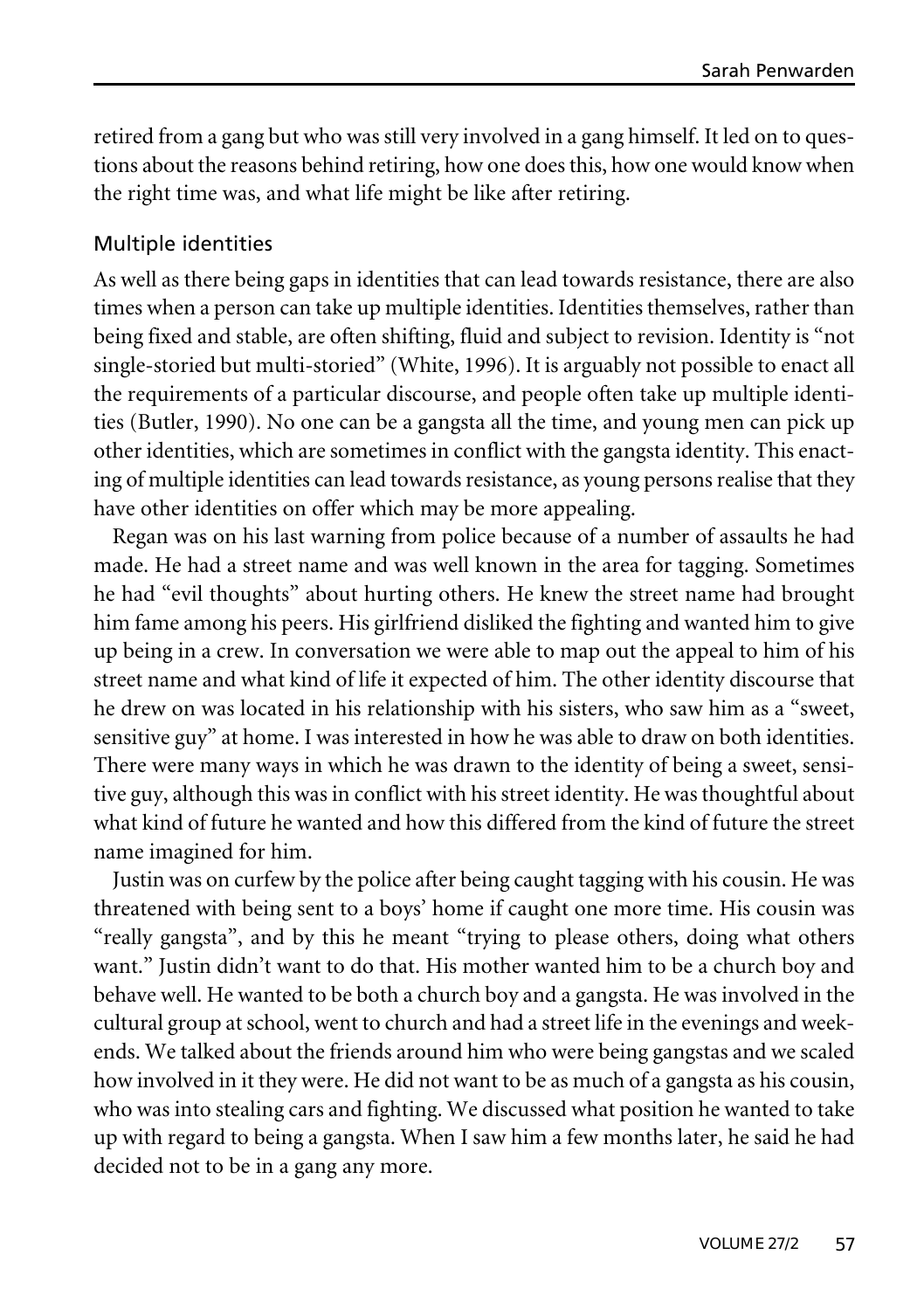retired from a gang but who was still very involved in a gang himself. It led on to questions about the reasons behind retiring, how one does this, how one would know when the right time was, and what life might be like after retiring.

### Multiple identities

As well as there being gaps in identities that can lead towards resistance, there are also times when a person can take up multiple identities. Identities themselves, rather than being fixed and stable, are often shifting, fluid and subject to revision. Identity is "not single-storied but multi-storied" (White, 1996). It is arguably not possible to enact all the requirements of a particular discourse, and people often take up multiple identities (Butler, 1990). No one can be a gangsta all the time, and young men can pick up other identities, which are sometimes in conflict with the gangsta identity. This enacting of multiple identities can lead towards resistance, as young persons realise that they have other identities on offer which may be more appealing.

Regan was on his last warning from police because of a number of assaults he had made. He had a street name and was well known in the area for tagging. Sometimes he had "evil thoughts" about hurting others. He knew the street name had brought him fame among his peers. His girlfriend disliked the fighting and wanted him to give up being in a crew. In conversation we were able to map out the appeal to him of his street name and what kind of life it expected of him. The other identity discourse that he drew on was located in his relationship with his sisters, who saw him as a "sweet, sensitive guy" at home. I was interested in how he was able to draw on both identities. There were many ways in which he was drawn to the identity of being a sweet, sensitive guy, although this was in conflict with his street identity. He was thoughtful about what kind of future he wanted and how this differed from the kind of future the street name imagined for him.

Justin was on curfew by the police after being caught tagging with his cousin. He was threatened with being sent to a boys' home if caught one more time. His cousin was "really gangsta", and by this he meant "trying to please others, doing what others want." Justin didn't want to do that. His mother wanted him to be a church boy and behave well. He wanted to be both a church boy and a gangsta. He was involved in the cultural group at school, went to church and had a street life in the evenings and weekends. We talked about the friends around him who were being gangstas and we scaled how involved in it they were. He did not want to be as much of a gangsta as his cousin, who was into stealing cars and fighting. We discussed what position he wanted to take up with regard to being a gangsta. When I saw him a few months later, he said he had decided not to be in a gang any more.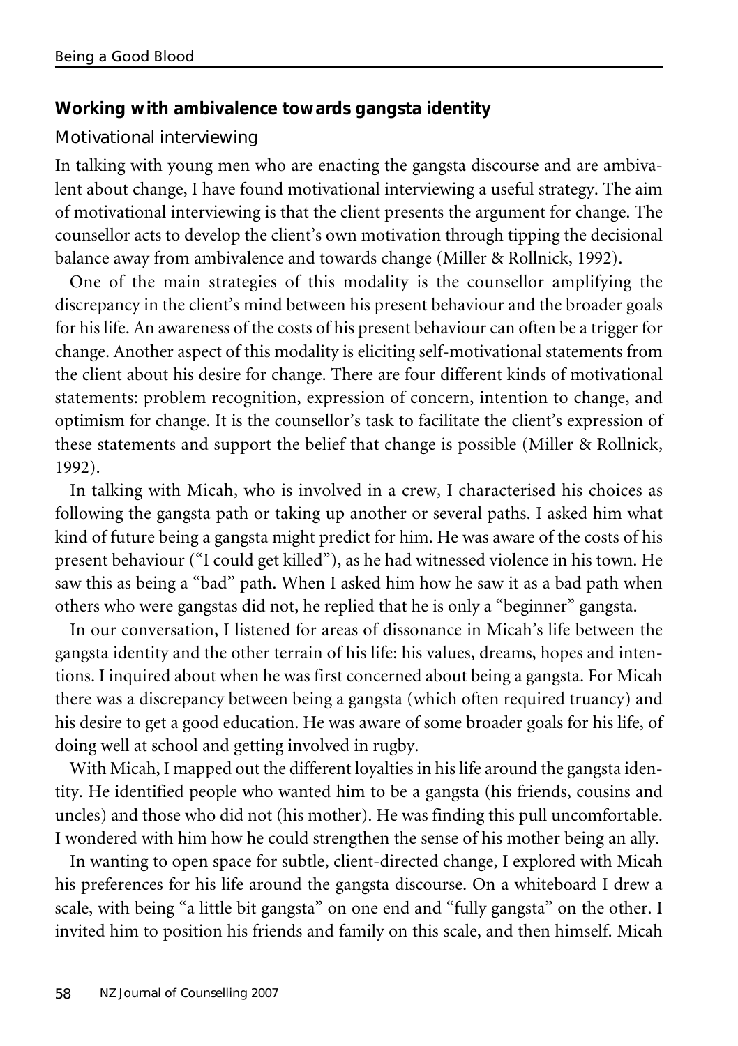### Working with ambivalence towards gangsta identity

#### Motivational interviewing

In talking with young men who are enacting the gangsta discourse and are ambivalent about change, I have found motivational interviewing a useful strategy. The aim of motivational interviewing is that the client presents the argument for change. The counsellor acts to develop the client's own motivation through tipping the decisional balance away from ambivalence and towards change (Miller & Rollnick, 1992).

One of the main strategies of this modality is the counsellor amplifying the discrepancy in the client's mind between his present behaviour and the broader goals for his life. An awareness of the costs of his present behaviour can often be a trigger for change. Another aspect of this modality is eliciting self-motivational statements from the client about his desire for change. There are four different kinds of motivational statements: problem recognition, expression of concern, intention to change, and optimism for change. It is the counsellor's task to facilitate the client's expression of these statements and support the belief that change is possible (Miller & Rollnick, 1992).

In talking with Micah, who is involved in a crew, I characterised his choices as following the gangsta path or taking up another or several paths. I asked him what kind of future being a gangsta might predict for him. He was aware of the costs of his present behaviour ("I could get killed"), as he had witnessed violence in his town. He saw this as being a "bad" path. When I asked him how he saw it as a bad path when others who were gangstas did not, he replied that he is only a "beginner" gangsta.

In our conversation, I listened for areas of dissonance in Micah's life between the gangsta identity and the other terrain of his life: his values, dreams, hopes and intentions. I inquired about when he was first concerned about being a gangsta. For Micah there was a discrepancy between being a gangsta (which often required truancy) and his desire to get a good education. He was aware of some broader goals for his life, of doing well at school and getting involved in rugby.

With Micah, I mapped out the different loyalties in his life around the gangsta identity. He identified people who wanted him to be a gangsta (his friends, cousins and uncles) and those who did not (his mother). He was finding this pull uncomfortable. I wondered with him how he could strengthen the sense of his mother being an ally.

In wanting to open space for subtle, client-directed change, I explored with Micah his preferences for his life around the gangsta discourse. On a whiteboard I drew a scale, with being "a little bit gangsta" on one end and "fully gangsta" on the other. I invited him to position his friends and family on this scale, and then himself. Micah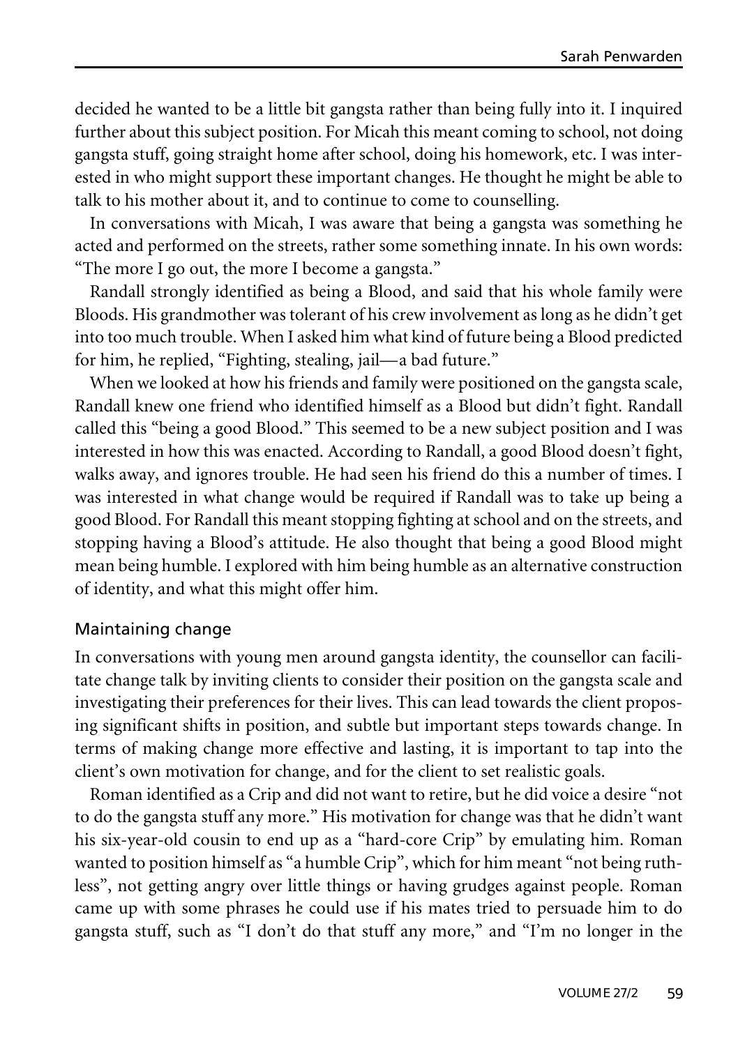decided he wanted to be a little bit gangsta rather than being fully into it. I inquired further about this subject position. For Micah this meant coming to school, not doing gangsta stuff, going straight home after school, doing his homework, etc. I was interested in who might support these important changes. He thought he might be able to talk to his mother about it, and to continue to come to counselling.

In conversations with Micah, I was aware that being a gangsta was something he acted and performed on the streets, rather some something innate. In his own words: "The more I go out, the more I become a gangsta."

Randall strongly identified as being a Blood, and said that his whole family were Bloods. His grandmother was tolerant of his crew involvement as long as he didn't get into too much trouble. When I asked him what kind of future being a Blood predicted for him, he replied, "Fighting, stealing, jail—a bad future."

When we looked at how his friends and family were positioned on the gangsta scale, Randall knew one friend who identified himself as a Blood but didn't fight. Randall called this "being a good Blood." This seemed to be a new subject position and I was interested in how this was enacted. According to Randall, a good Blood doesn't fight, walks away, and ignores trouble. He had seen his friend do this a number of times. I was interested in what change would be required if Randall was to take up being a good Blood. For Randall this meant stopping fighting at school and on the streets, and stopping having a Blood's attitude. He also thought that being a good Blood might mean being humble. I explored with him being humble as an alternative construction of identity, and what this might offer him.

### Maintaining change

In conversations with young men around gangsta identity, the counsellor can facilitate change talk by inviting clients to consider their position on the gangsta scale and investigating their preferences for their lives. This can lead towards the client proposing significant shifts in position, and subtle but important steps towards change. In terms of making change more effective and lasting, it is important to tap into the client's own motivation for change, and for the client to set realistic goals.

Roman identified as a Crip and did not want to retire, but he did voice a desire "not to do the gangsta stuff any more." His motivation for change was that he didn't want his six-year-old cousin to end up as a "hard-core Crip" by emulating him. Roman wanted to position himself as "a humble Crip", which for him meant "not being ruthless", not getting angry over little things or having grudges against people. Roman came up with some phrases he could use if his mates tried to persuade him to do gangsta stuff, such as "I don't do that stuff any more," and "I'm no longer in the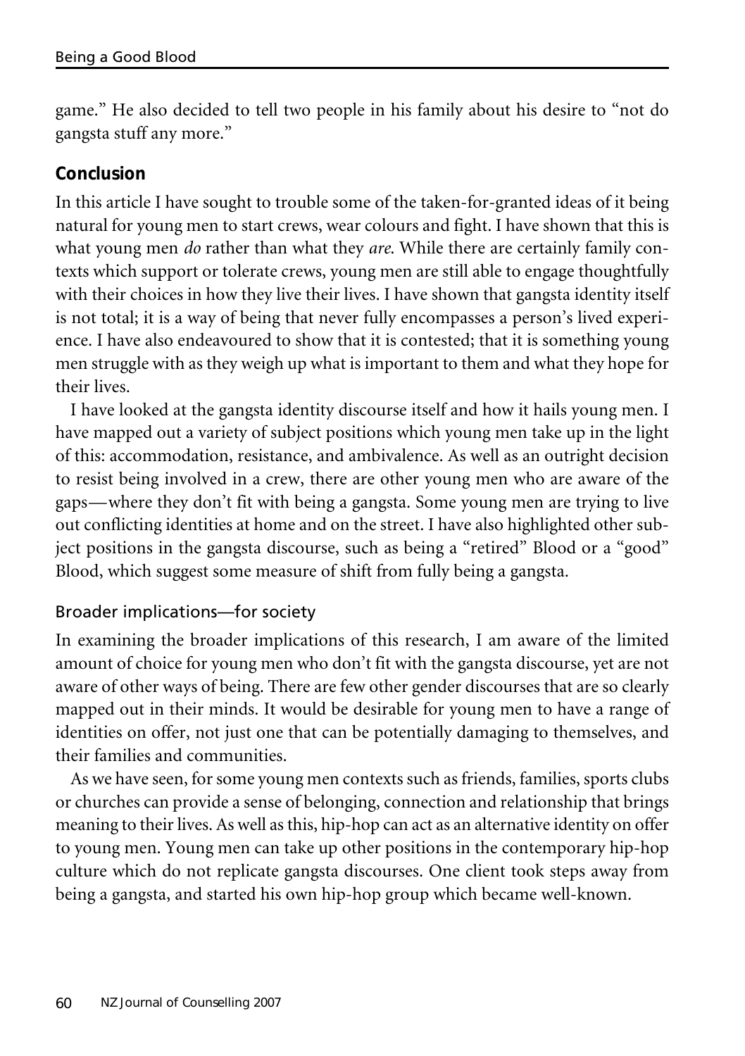game." He also decided to tell two people in his family about his desire to "not do gangsta stuff any more."

## Conclusion

In this article I have sought to trouble some of the taken-for-granted ideas of it being natural for young men to start crews, wear colours and fight. I have shown that this is what young men *do* rather than what they *are*. While there are certainly family contexts which support or tolerate crews, young men are still able to engage thoughtfully with their choices in how they live their lives. I have shown that gangsta identity itself is not total; it is a way of being that never fully encompasses a person's lived experience. I have also endeavoured to show that it is contested; that it is something young men struggle with as they weigh up what is important to them and what they hope for their lives.

I have looked at the gangsta identity discourse itself and how it hails young men. I have mapped out a variety of subject positions which young men take up in the light of this: accommodation, resistance, and ambivalence. As well as an outright decision to resist being involved in a crew, there are other young men who are aware of the gaps—where they don't fit with being a gangsta. Some young men are trying to live out conflicting identities at home and on the street. I have also highlighted other subject positions in the gangsta discourse, such as being a "retired" Blood or a "good" Blood, which suggest some measure of shift from fully being a gangsta.

### Broader implications—for society

In examining the broader implications of this research, I am aware of the limited amount of choice for young men who don't fit with the gangsta discourse, yet are not aware of other ways of being. There are few other gender discourses that are so clearly mapped out in their minds. It would be desirable for young men to have a range of identities on offer, not just one that can be potentially damaging to themselves, and their families and communities.

As we have seen, for some young men contexts such as friends, families, sports clubs or churches can provide a sense of belonging, connection and relationship that brings meaning to their lives. As well as this, hip-hop can act as an alternative identity on offer to young men. Young men can take up other positions in the contemporary hip-hop culture which do not replicate gangsta discourses. One client took steps away from being a gangsta, and started his own hip-hop group which became well-known.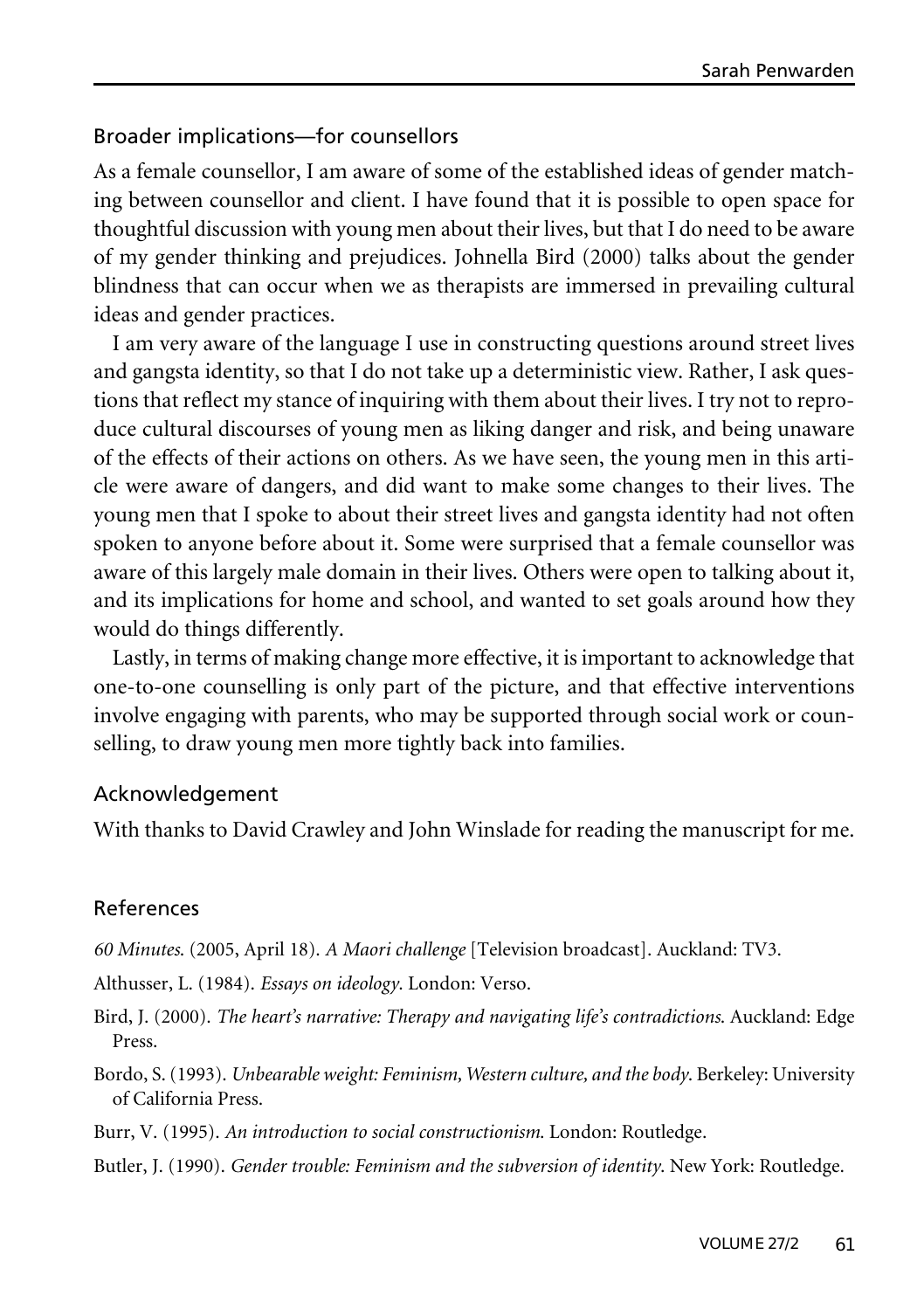## Broader implications—for counsellors

As a female counsellor, I am aware of some of the established ideas of gender matching between counsellor and client. I have found that it is possible to open space for thoughtful discussion with young men about their lives, but that I do need to be aware of my gender thinking and prejudices. Johnella Bird (2000) talks about the gender blindness that can occur when we as therapists are immersed in prevailing cultural ideas and gender practices.

I am very aware of the language I use in constructing questions around street lives and gangsta identity, so that I do not take up a deterministic view. Rather, I ask questions that reflect my stance of inquiring with them about their lives. I try not to reproduce cultural discourses of young men as liking danger and risk, and being unaware of the effects of their actions on others. As we have seen, the young men in this article were aware of dangers, and did want to make some changes to their lives. The young men that I spoke to about their street lives and gangsta identity had not often spoken to anyone before about it. Some were surprised that a female counsellor was aware of this largely male domain in their lives. Others were open to talking about it, and its implications for home and school, and wanted to set goals around how they would do things differently.

Lastly, in terms of making change more effective, it is important to acknowledge that one-to-one counselling is only part of the picture, and that effective interventions involve engaging with parents, who may be supported through social work or counselling, to draw young men more tightly back into families.

## Acknowledgement

With thanks to David Crawley and John Winslade for reading the manuscript for me.

## References

*60 Minutes*. (2005, April 18). *A Maori challenge* [Television broadcast]. Auckland: TV3.

Althusser, L. (1984). *Essays on ideology*. London: Verso.

Bird, J. (2000). *The heart's narrative: Therapy and navigating life's contradictions*. Auckland: Edge Press.

Bordo, S. (1993). *Unbearable weight: Feminism, Western culture, and the body*. Berkeley: University of California Press.

Burr, V. (1995). *An introduction to social constructionism*. London: Routledge.

Butler, J. (1990). *Gender trouble: Feminism and the subversion of identity*. New York: Routledge.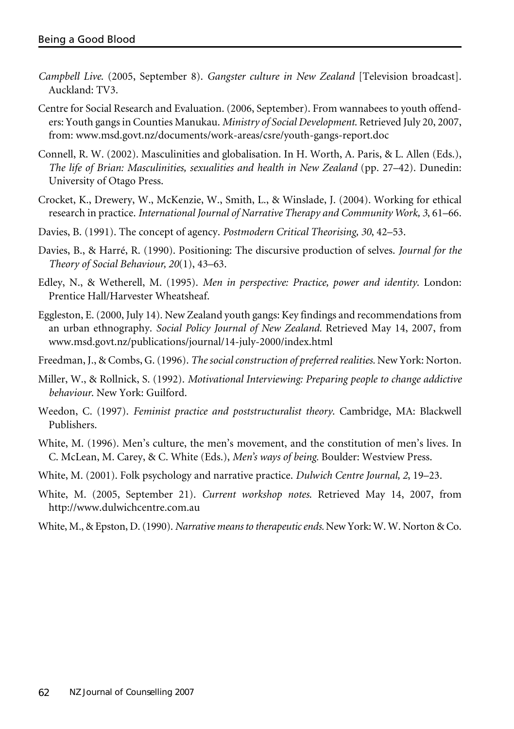*Campbell Live.* (2005, September 8). *Gangster culture in New Zealand* [Television broadcast]. Auckland: TV3.

Centre for Social Research and Evaluation. (2006, September). From wannabees to youth offenders: Youth gangs in Counties Manukau. *Ministry of Social Development.* Retrieved July 20, 2007, from: www.msd.govt.nz/documents/work-areas/csre/youth-gangs-report.doc

Connell, R. W. (2002). Masculinities and globalisation. In H. Worth, A. Paris, & L. Allen (Eds.), *The life of Brian: Masculinities, sexualities and health in New Zealand* (pp. 27–42). Dunedin: University of Otago Press.

Crocket, K., Drewery, W., McKenzie, W., Smith, L., & Winslade, J. (2004). Working for ethical research in practice. *International Journal of Narrative Therapy and Community Work, 3*, 61–66.

Davies, B. (1991). The concept of agency. *Postmodern Critical Theorising, 30*, 42–53.

Davies, B., & Harré, R. (1990). Positioning: The discursive production of selves. *Journal for the Theory of Social Behaviour, 20*(1), 43–63.

Edley, N., & Wetherell, M. (1995). *Men in perspective: Practice, power and identity*. London: Prentice Hall/Harvester Wheatsheaf.

Eggleston, E. (2000, July 14). New Zealand youth gangs: Key findings and recommendations from an urban ethnography. *Social Policy Journal of New Zealand.* Retrieved May 14, 2007, from www.msd.govt.nz/publications/journal/14-july-2000/index.html

Freedman, J., & Combs, G. (1996). *The social construction of preferred realities.* New York: Norton.

Miller, W., & Rollnick, S. (1992). *Motivational Interviewing: Preparing people to change addictive behaviour*. New York: Guilford.

Weedon, C. (1997). *Feminist practice and poststructuralist theory*. Cambridge, MA: Blackwell Publishers.

White, M. (1996). Men's culture, the men's movement, and the constitution of men's lives. In C. McLean, M. Carey, & C. White (Eds.), *Men's ways of being.* Boulder: Westview Press.

White, M. (2001). Folk psychology and narrative practice. *Dulwich Centre Journal, 2*, 19–23.

White, M. (2005, September 21). *Current workshop notes.* Retrieved May 14, 2007, from http://www.dulwichcentre.com.au

White, M., & Epston, D. (1990). *Narrative means to therapeutic ends.* New York: W. W. Norton & Co.